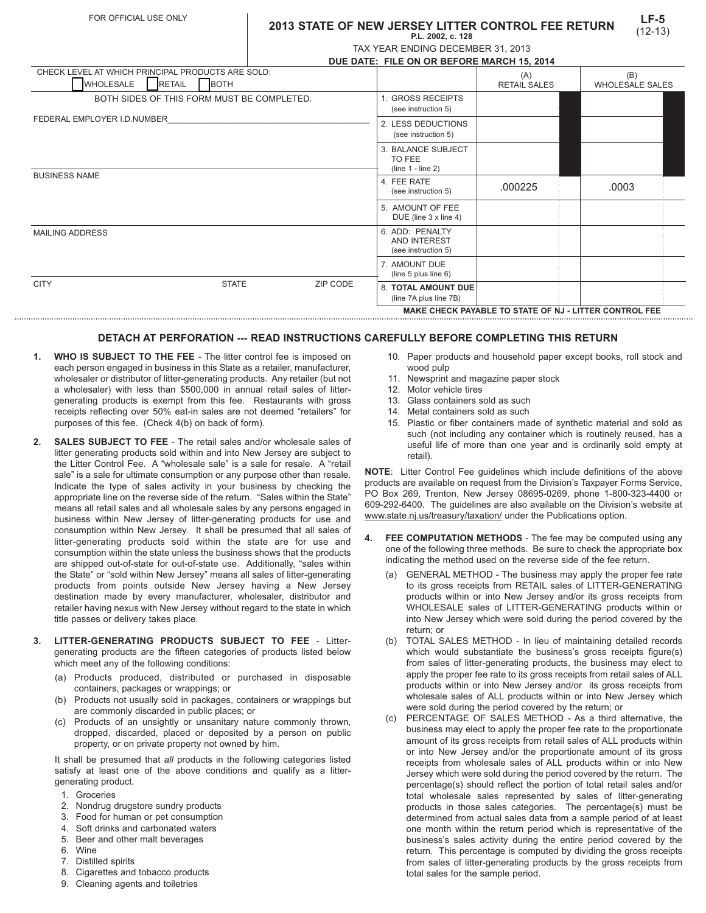FOR OFFICIAL USE ONLY

# 2013 STATE OF NEW JERSEY LITTER CONTROL FEE RETURN

**LF-5** (12-13)

P.L. 2002, c. 128

TAX YEAR ENDING DECEMBER 31, 2013

**DUE DATE: FILE ON OR BEFORE MARCH 15, 2014**

CHECK LEVEL AT WHICH PRINCIPAL PRODUCTS ARE SOLD:

☐ WHOLESALE ☐ RETAIL ☐ BOTH

BOTH SIDES OF THIS FORM MUST BE COMPLETED.

FEDERAL EMPLOYER I.D.NUMBER\_\_\_\_\_\_\_\_\_\_\_\_\_\_\_\_\_\_\_\_\_\_\_\_\_\_\_\_\_\_\_\_\_\_\_\_

BUSINESS NAME

MAILING ADDRESS

CITY | STATE | ZIP CODE

| | (A) RETAIL SALES | (B) WHOLESALE SALES |
|---|---|---|
| 1. GROSS RECEIPTS (see instruction 5) | | |
| 2. LESS DEDUCTIONS (see instruction 5) | | |
| 3. BALANCE SUBJECT TO FEE (line 1 - line 2) | | |
| 4. FEE RATE (see instruction 5) | .000225 | .0003 |
| 5. AMOUNT OF FEE DUE (line 3 x line 4) | | |
| 6. ADD: PENALTY AND INTEREST (see instruction 5) | | |
| 7. AMOUNT DUE (line 5 plus line 6) | | |
| 8. **TOTAL AMOUNT DUE** (line 7A plus line 7B) | | |

**MAKE CHECK PAYABLE TO STATE OF NJ - LITTER CONTROL FEE**

## DETACH AT PERFORATION --- READ INSTRUCTIONS CAREFULLY BEFORE COMPLETING THIS RETURN

1. **WHO IS SUBJECT TO THE FEE** - The litter control fee is imposed on each person engaged in business in this State as a retailer, manufacturer, wholesaler or distributor of litter-generating products. Any retailer (but not a wholesaler) with less than $500,000 in annual retail sales of litter-generating products is exempt from this fee. Restaurants with gross receipts reflecting over 50% eat-in sales are not deemed "retailers" for purposes of this fee. (Check 4(b) on back of form).

2. **SALES SUBJECT TO FEE** - The retail sales and/or wholesale sales of litter generating products sold within and into New Jersey are subject to the Litter Control Fee. A "wholesale sale" is a sale for resale. A "retail sale" is a sale for ultimate consumption or any purpose other than resale. Indicate the type of sales activity in your business by checking the appropriate line on the reverse side of the return. "Sales within the State" means all retail sales and all wholesale sales by any persons engaged in business within New Jersey of litter-generating products for use and consumption within New Jersey. It shall be presumed that all sales of litter-generating products sold within the state are for use and consumption within the state unless the business shows that the products are shipped out-of-state for out-of-state use. Additionally, "sales within the State" or "sold within New Jersey" means all sales of litter-generating products from points outside New Jersey having a New Jersey destination made by every manufacturer, wholesaler, distributor and retailer having nexus with New Jersey without regard to the state in which title passes or delivery takes place.

3. **LITTER-GENERATING PRODUCTS SUBJECT TO FEE** - Litter-generating products are the fifteen categories of products listed below which meet any of the following conditions:
   (a) Products produced, distributed or purchased in disposable containers, packages or wrappings; or
   (b) Products not usually sold in packages, containers or wrappings but are commonly discarded in public places; or
   (c) Products of an unsightly or unsanitary nature commonly thrown, dropped, discarded, placed or deposited by a person on public property, or on private property not owned by him.

   It shall be presumed that *all* products in the following categories listed satisfy at least one of the above conditions and qualify as a litter-generating product.

   1. Groceries
   2. Nondrug drugstore sundry products
   3. Food for human or pet consumption
   4. Soft drinks and carbonated waters
   5. Beer and other malt beverages
   6. Wine
   7. Distilled spirits
   8. Cigarettes and tobacco products
   9. Cleaning agents and toiletries
   10. Paper products and household paper except books, roll stock and wood pulp
   11. Newsprint and magazine paper stock
   12. Motor vehicle tires
   13. Glass containers sold as such
   14. Metal containers sold as such
   15. Plastic or fiber containers made of synthetic material and sold as such (not including any container which is routinely reused, has a useful life of more than one year and is ordinarily sold empty at retail).

**NOTE**: Litter Control Fee guidelines which include definitions of the above products are available on request from the Division's Taxpayer Forms Service, PO Box 269, Trenton, New Jersey 08695-0269, phone 1-800-323-4400 or 609-292-6400. The guidelines are also available on the Division's website at www.state.nj.us/treasury/taxation/ under the Publications option.

4. **FEE COMPUTATION METHODS** - The fee may be computed using any one of the following three methods. Be sure to check the appropriate box indicating the method used on the reverse side of the fee return.
   (a) GENERAL METHOD - The business may apply the proper fee rate to its gross receipts from RETAIL sales of LITTER-GENERATING products within or into New Jersey and/or its gross receipts from WHOLESALE sales of LITTER-GENERATING products within or into New Jersey which were sold during the period covered by the return; or
   (b) TOTAL SALES METHOD - In lieu of maintaining detailed records which would substantiate the business's gross receipts figure(s) from sales of litter-generating products, the business may elect to apply the proper fee rate to its gross receipts from retail sales of ALL products within or into New Jersey and/or its gross receipts from wholesale sales of ALL products within or into New Jersey which were sold during the period covered by the return; or
   (c) PERCENTAGE OF SALES METHOD - As a third alternative, the business may elect to apply the proper fee rate to the proportionate amount of its gross receipts from retail sales of ALL products within or into New Jersey and/or the proportionate amount of its gross receipts from wholesale sales of ALL products within or into New Jersey which were sold during the period covered by the return. The percentage(s) should reflect the portion of total retail sales and/or total wholesale sales represented by sales of litter-generating products in those sales categories. The percentage(s) must be determined from actual sales data from a sample period of at least one month within the return period which is representative of the business's sales activity during the entire period covered by the return. This percentage is computed by dividing the gross receipts from sales of litter-generating products by the gross receipts from total sales for the sample period.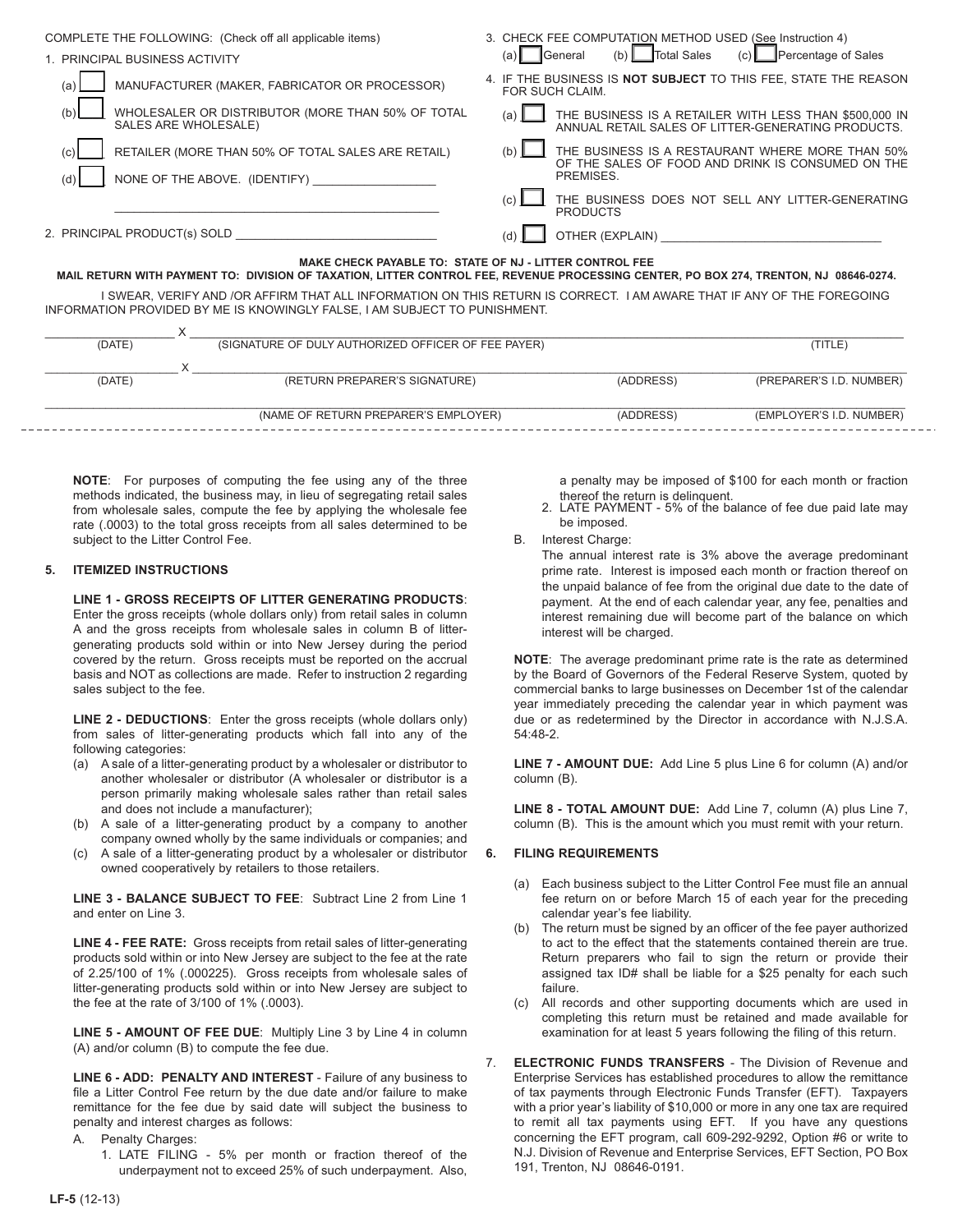COMPLETE THE FOLLOWING: (Check off all applicable items)

1. PRINCIPAL BUSINESS ACTIVITY
   - (a) ☐ MANUFACTURER (MAKER, FABRICATOR OR PROCESSOR)
   - (b) ☐ WHOLESALER OR DISTRIBUTOR (MORE THAN 50% OF TOTAL SALES ARE WHOLESALE)
   - (c) ☐ RETAILER (MORE THAN 50% OF TOTAL SALES ARE RETAIL)
   - (d) ☐ NONE OF THE ABOVE. (IDENTIFY) ____________________

     ____________________________________________________

2. PRINCIPAL PRODUCT(s) SOLD ________________________________

3. CHECK FEE COMPUTATION METHOD USED (See Instruction 4)
   (a) ☐ General (b) ☐ Total Sales (c) ☐ Percentage of Sales

4. IF THE BUSINESS IS **NOT SUBJECT** TO THIS FEE, STATE THE REASON FOR SUCH CLAIM.
   - (a) ☐ THE BUSINESS IS A RETAILER WITH LESS THAN $500,000 IN ANNUAL RETAIL SALES OF LITTER-GENERATING PRODUCTS.
   - (b) ☐ THE BUSINESS IS A RESTAURANT WHERE MORE THAN 50% OF THE SALES OF FOOD AND DRINK IS CONSUMED ON THE PREMISES.
   - (c) ☐ THE BUSINESS DOES NOT SELL ANY LITTER-GENERATING PRODUCTS
   - (d) ☐ OTHER (EXPLAIN) __________________________________

**MAKE CHECK PAYABLE TO: STATE OF NJ - LITTER CONTROL FEE**

**MAIL RETURN WITH PAYMENT TO: DIVISION OF TAXATION, LITTER CONTROL FEE, REVENUE PROCESSING CENTER, PO BOX 274, TRENTON, NJ 08646-0274.**

I SWEAR, VERIFY AND /OR AFFIRM THAT ALL INFORMATION ON THIS RETURN IS CORRECT. I AM AWARE THAT IF ANY OF THE FOREGOING INFORMATION PROVIDED BY ME IS KNOWINGLY FALSE, I AM SUBJECT TO PUNISHMENT.

__________________ X ____________________________________________________________ ____________________

(DATE) (SIGNATURE OF DULY AUTHORIZED OFFICER OF FEE PAYER) (TITLE)

__________________ X ____________________________________________________________ ____________________

(DATE) (RETURN PREPARER'S SIGNATURE) (ADDRESS) (PREPARER'S I.D. NUMBER)

______________________________________________________________________________ ____________________

(NAME OF RETURN PREPARER'S EMPLOYER) (ADDRESS) (EMPLOYER'S I.D. NUMBER)

---

**NOTE**: For purposes of computing the fee using any of the three methods indicated, the business may, in lieu of segregating retail sales from wholesale sales, compute the fee by applying the wholesale fee rate (.0003) to the total gross receipts from all sales determined to be subject to the Litter Control Fee.

**5. ITEMIZED INSTRUCTIONS**

**LINE 1 - GROSS RECEIPTS OF LITTER GENERATING PRODUCTS**: Enter the gross receipts (whole dollars only) from retail sales in column A and the gross receipts from wholesale sales in column B of litter-generating products sold within or into New Jersey during the period covered by the return. Gross receipts must be reported on the accrual basis and NOT as collections are made. Refer to instruction 2 regarding sales subject to the fee.

**LINE 2 - DEDUCTIONS**: Enter the gross receipts (whole dollars only) from sales of litter-generating products which fall into any of the following categories:

(a) A sale of a litter-generating product by a wholesaler or distributor to another wholesaler or distributor (A wholesaler or distributor is a person primarily making wholesale sales rather than retail sales and does not include a manufacturer);

(b) A sale of a litter-generating product by a company to another company owned wholly by the same individuals or companies; and

(c) A sale of a litter-generating product by a wholesaler or distributor owned cooperatively by retailers to those retailers.

**LINE 3 - BALANCE SUBJECT TO FEE**: Subtract Line 2 from Line 1 and enter on Line 3.

**LINE 4 - FEE RATE:** Gross receipts from retail sales of litter-generating products sold within or into New Jersey are subject to the fee at the rate of 2.25/100 of 1% (.000225). Gross receipts from wholesale sales of litter-generating products sold within or into New Jersey are subject to the fee at the rate of 3/100 of 1% (.0003).

**LINE 5 - AMOUNT OF FEE DUE**: Multiply Line 3 by Line 4 in column (A) and/or column (B) to compute the fee due.

**LINE 6 - ADD: PENALTY AND INTEREST** - Failure of any business to file a Litter Control Fee return by the due date and/or failure to make remittance for the fee due by said date will subject the business to penalty and interest charges as follows:

A. Penalty Charges:
   1. LATE FILING - 5% per month or fraction thereof of the underpayment not to exceed 25% of such underpayment. Also, a penalty may be imposed of $100 for each month or fraction thereof the return is delinquent.
   2. LATE PAYMENT - 5% of the balance of fee due paid late may be imposed.

B. Interest Charge:
   The annual interest rate is 3% above the average predominant prime rate. Interest is imposed each month or fraction thereof on the unpaid balance of fee from the original due date to the date of payment. At the end of each calendar year, any fee, penalties and interest remaining due will become part of the balance on which interest will be charged.

**NOTE**: The average predominant prime rate is the rate as determined by the Board of Governors of the Federal Reserve System, quoted by commercial banks to large businesses on December 1st of the calendar year immediately preceding the calendar year in which payment was due or as redetermined by the Director in accordance with N.J.S.A. 54:48-2.

**LINE 7 - AMOUNT DUE:** Add Line 5 plus Line 6 for column (A) and/or column (B).

**LINE 8 - TOTAL AMOUNT DUE:** Add Line 7, column (A) plus Line 7, column (B). This is the amount which you must remit with your return.

**6. FILING REQUIREMENTS**

(a) Each business subject to the Litter Control Fee must file an annual fee return on or before March 15 of each year for the preceding calendar year's fee liability.

(b) The return must be signed by an officer of the fee payer authorized to act to the effect that the statements contained therein are true. Return preparers who fail to sign the return or provide their assigned tax ID# shall be liable for a $25 penalty for each such failure.

(c) All records and other supporting documents which are used in completing this return must be retained and made available for examination for at least 5 years following the filing of this return.

7. **ELECTRONIC FUNDS TRANSFERS** - The Division of Revenue and Enterprise Services has established procedures to allow the remittance of tax payments through Electronic Funds Transfer (EFT). Taxpayers with a prior year's liability of $10,000 or more in any one tax are required to remit all tax payments using EFT. If you have any questions concerning the EFT program, call 609-292-9292, Option #6 or write to N.J. Division of Revenue and Enterprise Services, EFT Section, PO Box 191, Trenton, NJ 08646-0191.

**LF-5** (12-13)